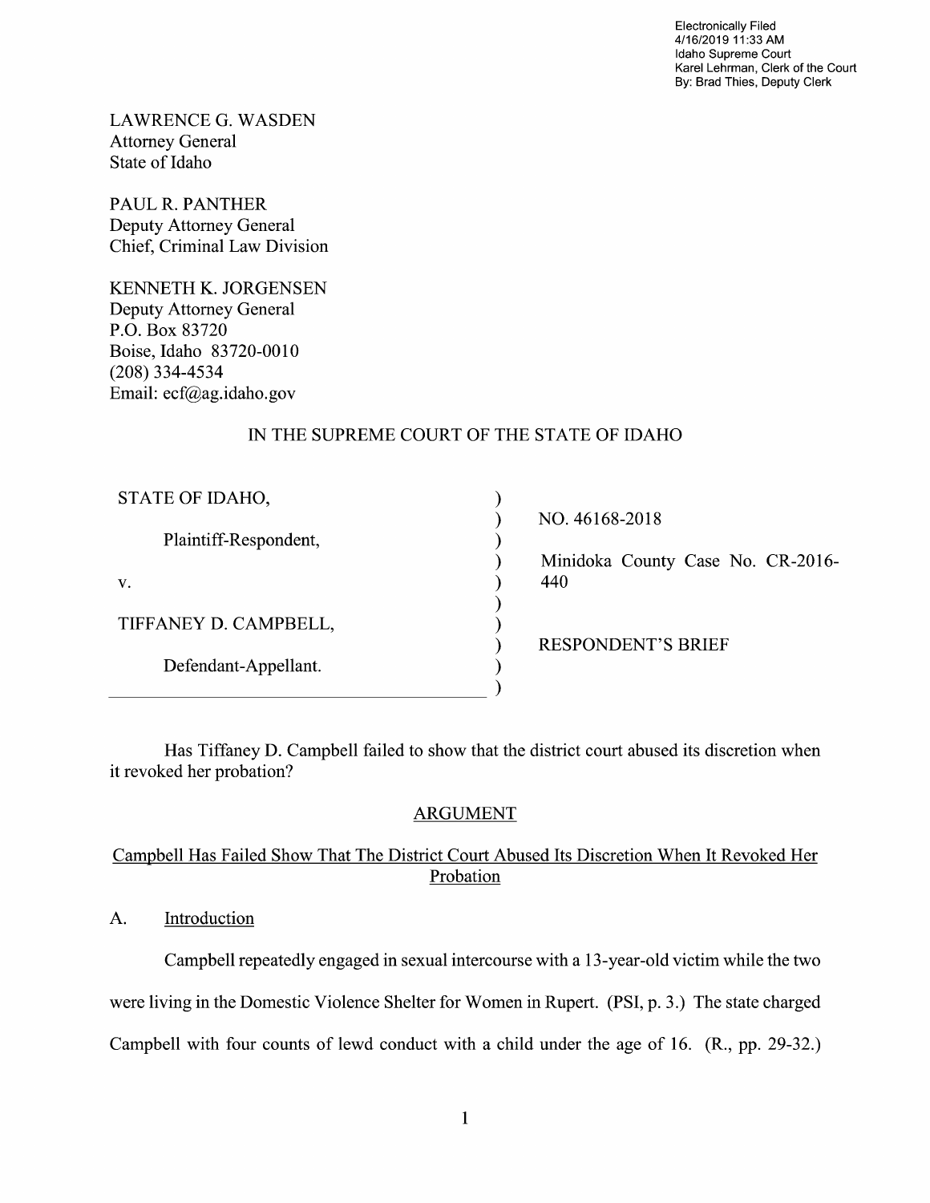Electronically Filed
4/16/2019 11:33 AM
Idaho Supreme Court
Karel Lehrman, Clerk of the Court
By: Brad Thies, Deputy Clerk

LAWRENCE G. WASDEN
Attorney General
State of Idaho

PAUL R. PANTHER
Deputy Attorney General
Chief, Criminal Law Division

KENNETH K. JORGENSEN
Deputy Attorney General
P.O. Box 83720
Boise, Idaho 83720-0010
(208) 334-4534
Email: ecf@ag.idaho.gov

IN THE SUPREME COURT OF THE STATE OF IDAHO

| | |
|---|---|
| STATE OF IDAHO,<br><br>Plaintiff-Respondent,<br><br>v.<br><br>TIFFANEY D. CAMPBELL,<br><br>Defendant-Appellant. | NO. 46168-2018<br><br>Minidoka County Case No. CR-2016-440<br><br>RESPONDENT'S BRIEF |

Has Tiffaney D. Campbell failed to show that the district court abused its discretion when it revoked her probation?

## ARGUMENT

### Campbell Has Failed Show That The District Court Abused Its Discretion When It Revoked Her Probation

#### A. Introduction

Campbell repeatedly engaged in sexual intercourse with a 13-year-old victim while the two were living in the Domestic Violence Shelter for Women in Rupert. (PSI, p. 3.) The state charged Campbell with four counts of lewd conduct with a child under the age of 16. (R., pp. 29-32.)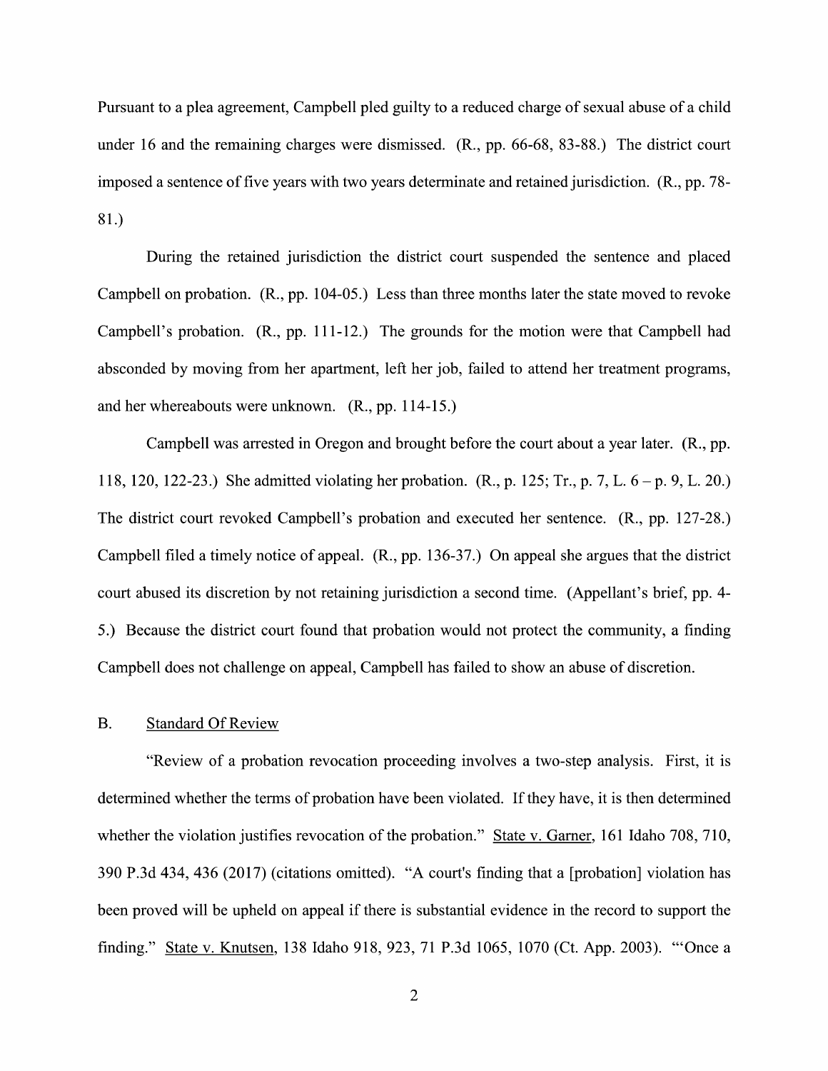Pursuant to a plea agreement, Campbell pled guilty to a reduced charge of sexual abuse of a child under 16 and the remaining charges were dismissed. (R., pp. 66-68, 83-88.) The district court imposed a sentence of five years with two years determinate and retained jurisdiction. (R., pp. 78-81.)

During the retained jurisdiction the district court suspended the sentence and placed Campbell on probation. (R., pp. 104-05.) Less than three months later the state moved to revoke Campbell's probation. (R., pp. 111-12.) The grounds for the motion were that Campbell had absconded by moving from her apartment, left her job, failed to attend her treatment programs, and her whereabouts were unknown. (R., pp. 114-15.)

Campbell was arrested in Oregon and brought before the court about a year later. (R., pp. 118, 120, 122-23.) She admitted violating her probation. (R., p. 125; Tr., p. 7, L. 6 – p. 9, L. 20.) The district court revoked Campbell's probation and executed her sentence. (R., pp. 127-28.) Campbell filed a timely notice of appeal. (R., pp. 136-37.) On appeal she argues that the district court abused its discretion by not retaining jurisdiction a second time. (Appellant's brief, pp. 4-5.) Because the district court found that probation would not protect the community, a finding Campbell does not challenge on appeal, Campbell has failed to show an abuse of discretion.

## B. Standard Of Review

"Review of a probation revocation proceeding involves a two-step analysis. First, it is determined whether the terms of probation have been violated. If they have, it is then determined whether the violation justifies revocation of the probation." State v. Garner, 161 Idaho 708, 710, 390 P.3d 434, 436 (2017) (citations omitted). "A court's finding that a [probation] violation has been proved will be upheld on appeal if there is substantial evidence in the record to support the finding." State v. Knutsen, 138 Idaho 918, 923, 71 P.3d 1065, 1070 (Ct. App. 2003). "'Once a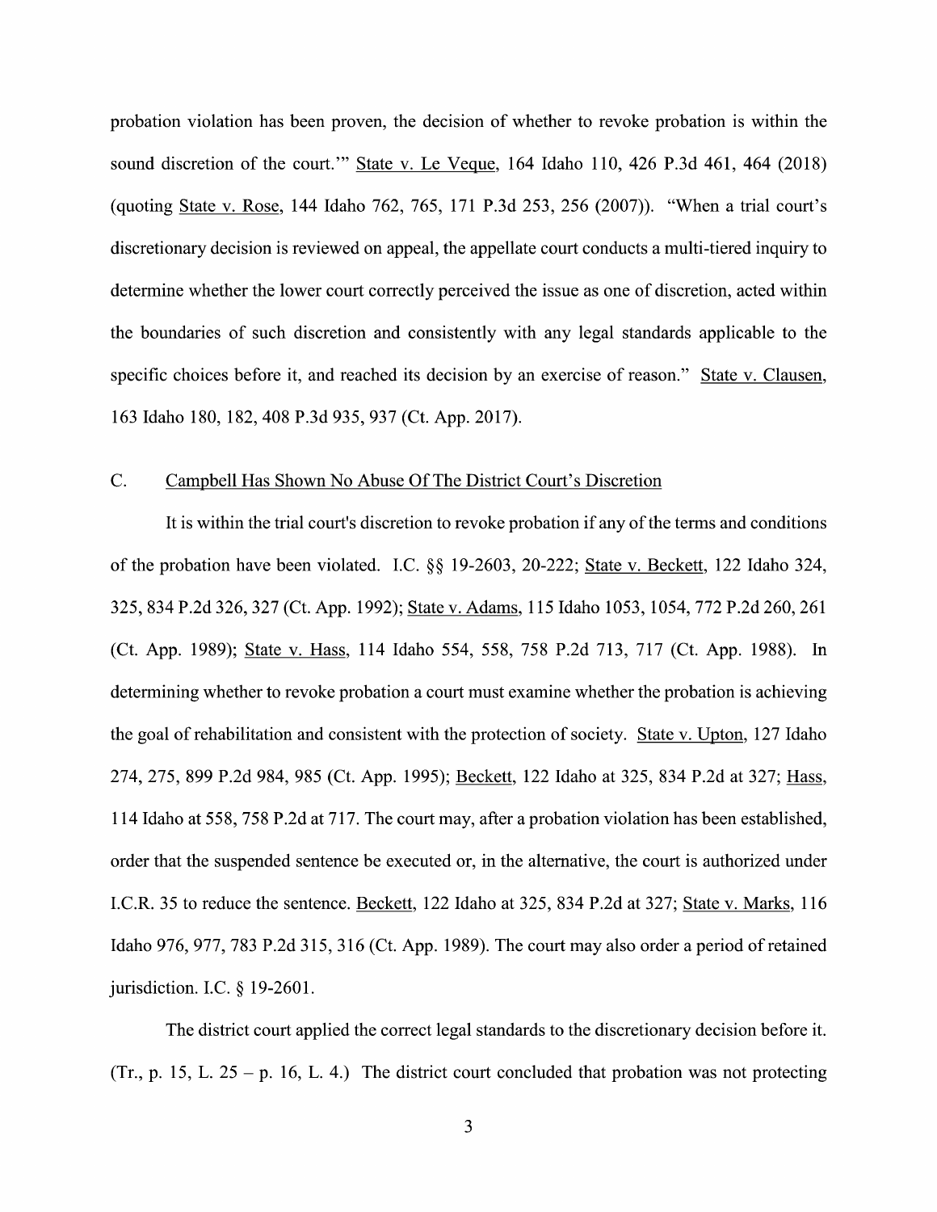probation violation has been proven, the decision of whether to revoke probation is within the sound discretion of the court.'" State v. Le Veque, 164 Idaho 110, 426 P.3d 461, 464 (2018) (quoting State v. Rose, 144 Idaho 762, 765, 171 P.3d 253, 256 (2007)). "When a trial court's discretionary decision is reviewed on appeal, the appellate court conducts a multi-tiered inquiry to determine whether the lower court correctly perceived the issue as one of discretion, acted within the boundaries of such discretion and consistently with any legal standards applicable to the specific choices before it, and reached its decision by an exercise of reason." State v. Clausen, 163 Idaho 180, 182, 408 P.3d 935, 937 (Ct. App. 2017).

### C. Campbell Has Shown No Abuse Of The District Court's Discretion

It is within the trial court's discretion to revoke probation if any of the terms and conditions of the probation have been violated. I.C. §§ 19-2603, 20-222; State v. Beckett, 122 Idaho 324, 325, 834 P.2d 326, 327 (Ct. App. 1992); State v. Adams, 115 Idaho 1053, 1054, 772 P.2d 260, 261 (Ct. App. 1989); State v. Hass, 114 Idaho 554, 558, 758 P.2d 713, 717 (Ct. App. 1988). In determining whether to revoke probation a court must examine whether the probation is achieving the goal of rehabilitation and consistent with the protection of society. State v. Upton, 127 Idaho 274, 275, 899 P.2d 984, 985 (Ct. App. 1995); Beckett, 122 Idaho at 325, 834 P.2d at 327; Hass, 114 Idaho at 558, 758 P.2d at 717. The court may, after a probation violation has been established, order that the suspended sentence be executed or, in the alternative, the court is authorized under I.C.R. 35 to reduce the sentence. Beckett, 122 Idaho at 325, 834 P.2d at 327; State v. Marks, 116 Idaho 976, 977, 783 P.2d 315, 316 (Ct. App. 1989). The court may also order a period of retained jurisdiction. I.C. § 19-2601.

The district court applied the correct legal standards to the discretionary decision before it. (Tr., p. 15, L. 25 – p. 16, L. 4.) The district court concluded that probation was not protecting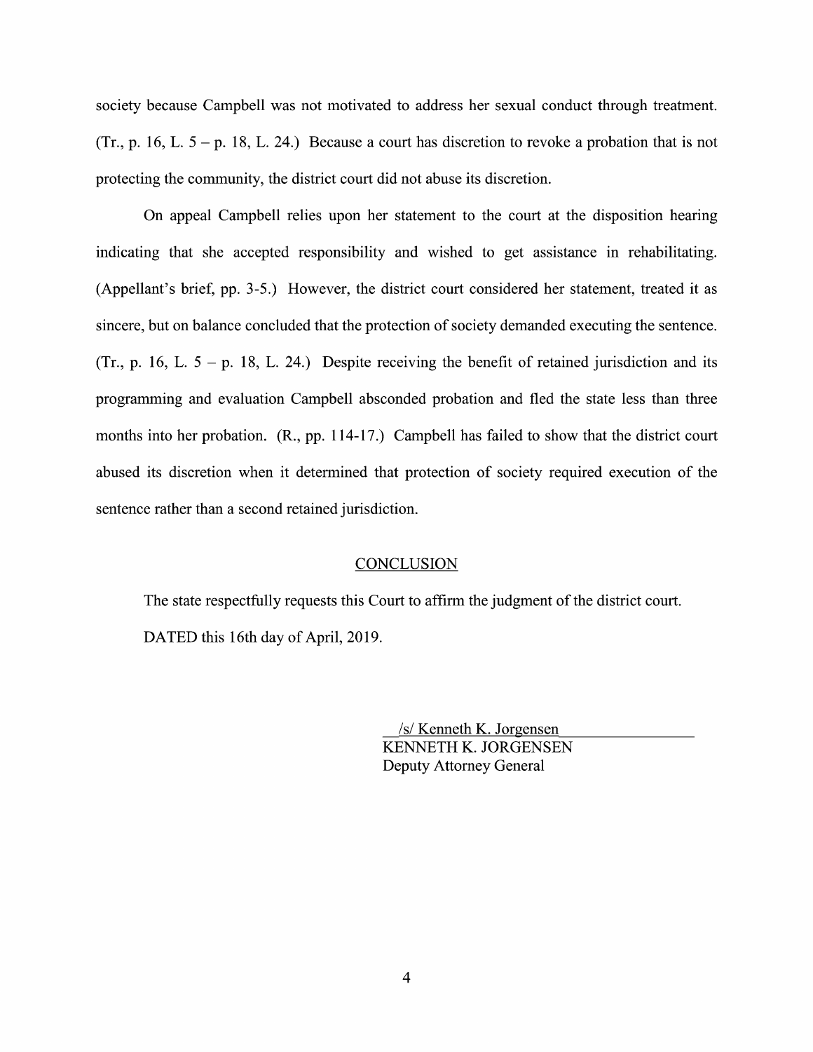society because Campbell was not motivated to address her sexual conduct through treatment. (Tr., p. 16, L. 5 – p. 18, L. 24.) Because a court has discretion to revoke a probation that is not protecting the community, the district court did not abuse its discretion.

On appeal Campbell relies upon her statement to the court at the disposition hearing indicating that she accepted responsibility and wished to get assistance in rehabilitating. (Appellant's brief, pp. 3-5.) However, the district court considered her statement, treated it as sincere, but on balance concluded that the protection of society demanded executing the sentence. (Tr., p. 16, L. 5 – p. 18, L. 24.) Despite receiving the benefit of retained jurisdiction and its programming and evaluation Campbell absconded probation and fled the state less than three months into her probation. (R., pp. 114-17.) Campbell has failed to show that the district court abused its discretion when it determined that protection of society required execution of the sentence rather than a second retained jurisdiction.

## CONCLUSION

The state respectfully requests this Court to affirm the judgment of the district court.

DATED this 16th day of April, 2019.

/s/ Kenneth K. Jorgensen
KENNETH K. JORGENSEN
Deputy Attorney General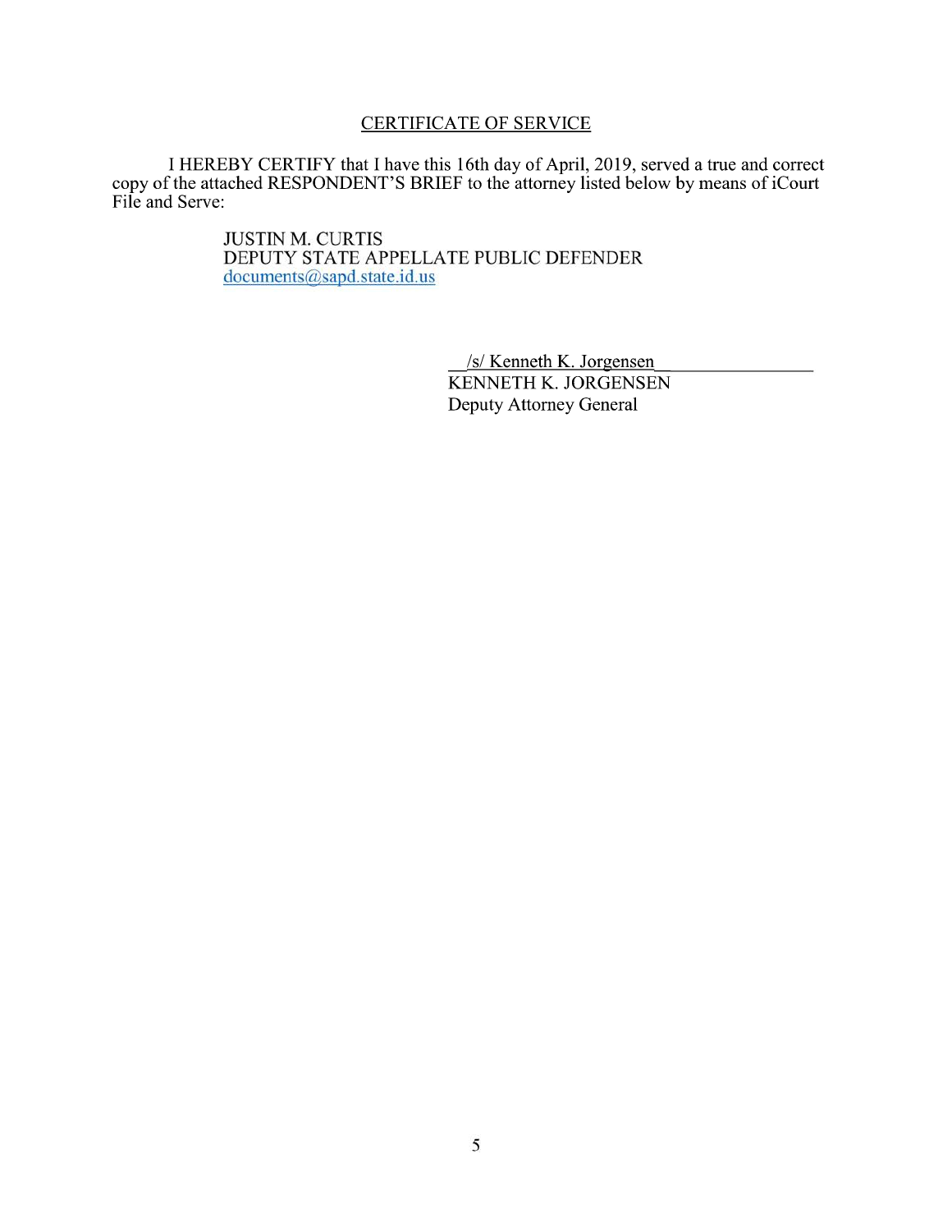CERTIFICATE OF SERVICE

I HEREBY CERTIFY that I have this 16th day of April, 2019, served a true and correct copy of the attached RESPONDENT'S BRIEF to the attorney listed below by means of iCourt File and Serve:

JUSTIN M. CURTIS
DEPUTY STATE APPELLATE PUBLIC DEFENDER
documents@sapd.state.id.us

/s/ Kenneth K. Jorgensen
KENNETH K. JORGENSEN
Deputy Attorney General